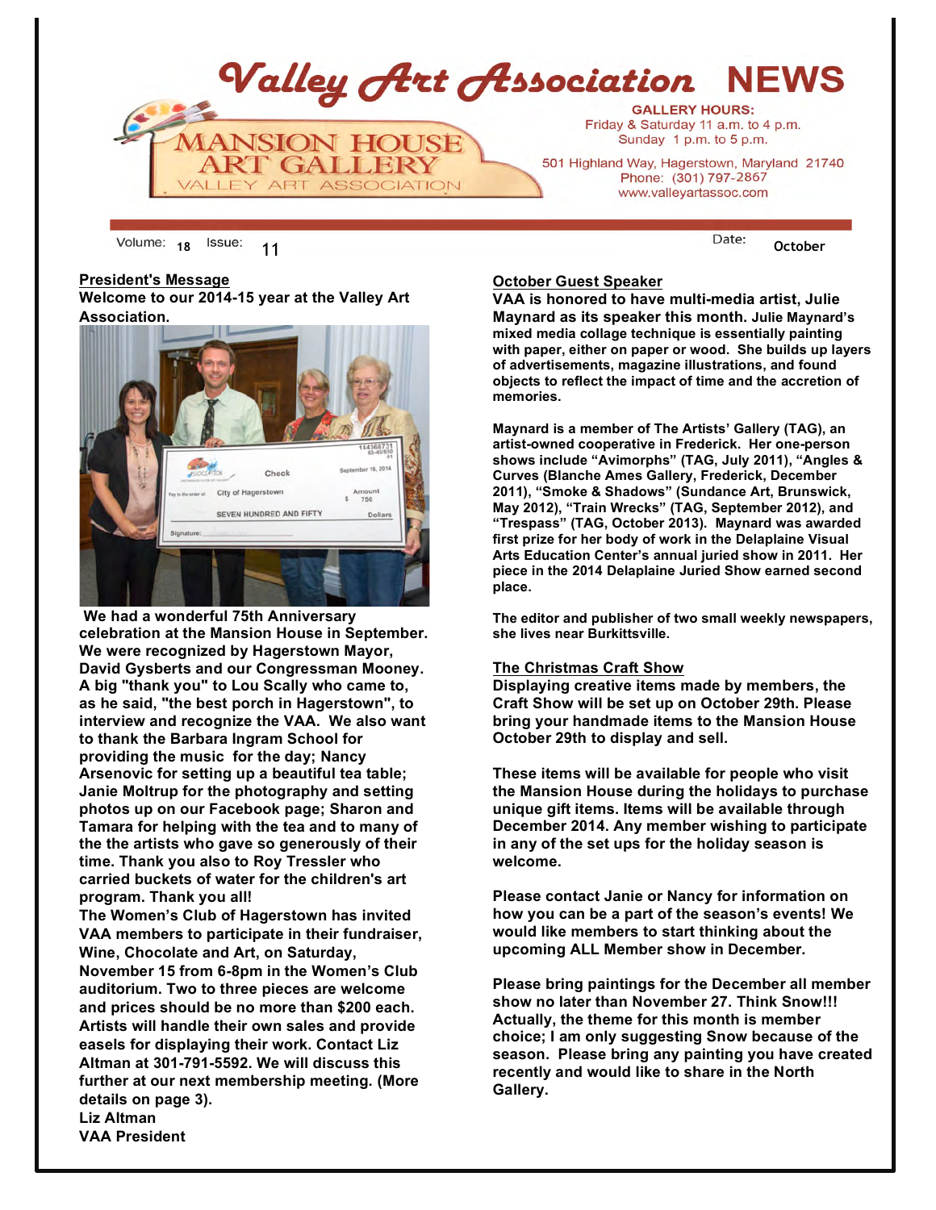# Valley Art Association NEWS

MANSION HOUSE ART GALLERY
VALLEY ART ASSOCIATION

**GALLERY HOURS:**
Friday & Saturday 11 a.m. to 4 p.m.
Sunday 1 p.m. to 5 p.m.

501 Highland Way, Hagerstown, Maryland 21740
Phone: (301) 797-2867
www.valleyartassoc.com

Volume: 18 Issue: 11 Date: October

## President's Message

**Welcome to our 2014-15 year at the Valley Art Association.**

**We had a wonderful 75th Anniversary celebration at the Mansion House in September. We were recognized by Hagerstown Mayor, David Gysberts and our Congressman Mooney. A big "thank you" to Lou Scally who came to, as he said, "the best porch in Hagerstown", to interview and recognize the VAA. We also want to thank the Barbara Ingram School for providing the music for the day; Nancy Arsenovic for setting up a beautiful tea table; Janie Moltrup for the photography and setting photos up on our Facebook page; Sharon and Tamara for helping with the tea and to many of the the artists who gave so generously of their time. Thank you also to Roy Tressler who carried buckets of water for the children's art program. Thank you all!**

**The Women's Club of Hagerstown has invited VAA members to participate in their fundraiser, Wine, Chocolate and Art, on Saturday, November 15 from 6-8pm in the Women's Club auditorium. Two to three pieces are welcome and prices should be no more than $200 each. Artists will handle their own sales and provide easels for displaying their work. Contact Liz Altman at 301-791-5592. We will discuss this further at our next membership meeting. (More details on page 3).**

**Liz Altman**
**VAA President**

## October Guest Speaker

**VAA is honored to have multi-media artist, Julie Maynard as its speaker this month. Julie Maynard's mixed media collage technique is essentially painting with paper, either on paper or wood. She builds up layers of advertisements, magazine illustrations, and found objects to reflect the impact of time and the accretion of memories.**

**Maynard is a member of The Artists' Gallery (TAG), an artist-owned cooperative in Frederick. Her one-person shows include "Avimorphs" (TAG, July 2011), "Angles & Curves (Blanche Ames Gallery, Frederick, December 2011), "Smoke & Shadows" (Sundance Art, Brunswick, May 2012), "Train Wrecks" (TAG, September 2012), and "Trespass" (TAG, October 2013). Maynard was awarded first prize for her body of work in the Delaplaine Visual Arts Education Center's annual juried show in 2011. Her piece in the 2014 Delaplaine Juried Show earned second place.**

**The editor and publisher of two small weekly newspapers, she lives near Burkittsville.**

## The Christmas Craft Show

**Displaying creative items made by members, the Craft Show will be set up on October 29th. Please bring your handmade items to the Mansion House October 29th to display and sell.**

**These items will be available for people who visit the Mansion House during the holidays to purchase unique gift items. Items will be available through December 2014. Any member wishing to participate in any of the set ups for the holiday season is welcome.**

**Please contact Janie or Nancy for information on how you can be a part of the season's events! We would like members to start thinking about the upcoming ALL Member show in December.**

**Please bring paintings for the December all member show no later than November 27. Think Snow!!! Actually, the theme for this month is member choice; I am only suggesting Snow because of the season. Please bring any painting you have created recently and would like to share in the North Gallery.**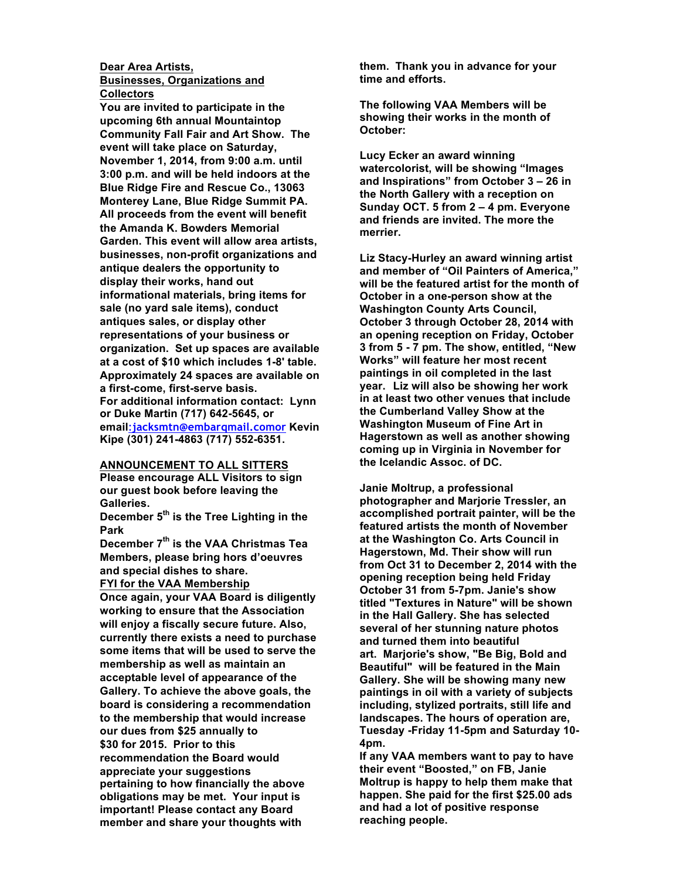**Dear Area Artists,**
**Businesses, Organizations and Collectors**

**You are invited to participate in the upcoming 6th annual Mountaintop Community Fall Fair and Art Show. The event will take place on Saturday, November 1, 2014, from 9:00 a.m. until 3:00 p.m. and will be held indoors at the Blue Ridge Fire and Rescue Co., 13063 Monterey Lane, Blue Ridge Summit PA. All proceeds from the event will benefit the Amanda K. Bowders Memorial Garden. This event will allow area artists, businesses, non-profit organizations and antique dealers the opportunity to display their works, hand out informational materials, bring items for sale (no yard sale items), conduct antiques sales, or display other representations of your business or organization. Set up spaces are available at a cost of $10 which includes 1-8' table. Approximately 24 spaces are available on a first-come, first-serve basis.**
**For additional information contact: Lynn or Duke Martin (717) 642-5645, or email:jacksmtn@embarqmail.comor Kevin Kipe (301) 241-4863 (717) 552-6351.**

**ANNOUNCEMENT TO ALL SITTERS**

**Please encourage ALL Visitors to sign our guest book before leaving the Galleries.**

**December 5th is the Tree Lighting in the Park**

**December 7th is the VAA Christmas Tea Members, please bring hors d'oeuvres and special dishes to share.**

**FYI for the VAA Membership**

**Once again, your VAA Board is diligently working to ensure that the Association will enjoy a fiscally secure future. Also, currently there exists a need to purchase some items that will be used to serve the membership as well as maintain an acceptable level of appearance of the Gallery. To achieve the above goals, the board is considering a recommendation to the membership that would increase our dues from $25 annually to $30 for 2015. Prior to this recommendation the Board would appreciate your suggestions pertaining to how financially the above obligations may be met. Your input is important! Please contact any Board member and share your thoughts with them. Thank you in advance for your time and efforts.**

**The following VAA Members will be showing their works in the month of October:**

**Lucy Ecker an award winning watercolorist, will be showing "Images and Inspirations" from October 3 – 26 in the North Gallery with a reception on Sunday OCT. 5 from 2 – 4 pm. Everyone and friends are invited. The more the merrier.**

**Liz Stacy-Hurley an award winning artist and member of "Oil Painters of America," will be the featured artist for the month of October in a one-person show at the Washington County Arts Council, October 3 through October 28, 2014 with an opening reception on Friday, October 3 from 5 - 7 pm. The show, entitled, "New Works" will feature her most recent paintings in oil completed in the last year. Liz will also be showing her work in at least two other venues that include the Cumberland Valley Show at the Washington Museum of Fine Art in Hagerstown as well as another showing coming up in Virginia in November for the Icelandic Assoc. of DC.**

**Janie Moltrup, a professional photographer and Marjorie Tressler, an accomplished portrait painter, will be the featured artists the month of November at the Washington Co. Arts Council in Hagerstown, Md. Their show will run from Oct 31 to December 2, 2014 with the opening reception being held Friday October 31 from 5-7pm. Janie's show titled "Textures in Nature" will be shown in the Hall Gallery. She has selected several of her stunning nature photos and turned them into beautiful art. Marjorie's show, "Be Big, Bold and Beautiful" will be featured in the Main Gallery. She will be showing many new paintings in oil with a variety of subjects including, stylized portraits, still life and landscapes. The hours of operation are, Tuesday -Friday 11-5pm and Saturday 10-4pm.**

**If any VAA members want to pay to have their event "Boosted," on FB, Janie Moltrup is happy to help them make that happen. She paid for the first $25.00 ads and had a lot of positive response reaching people.**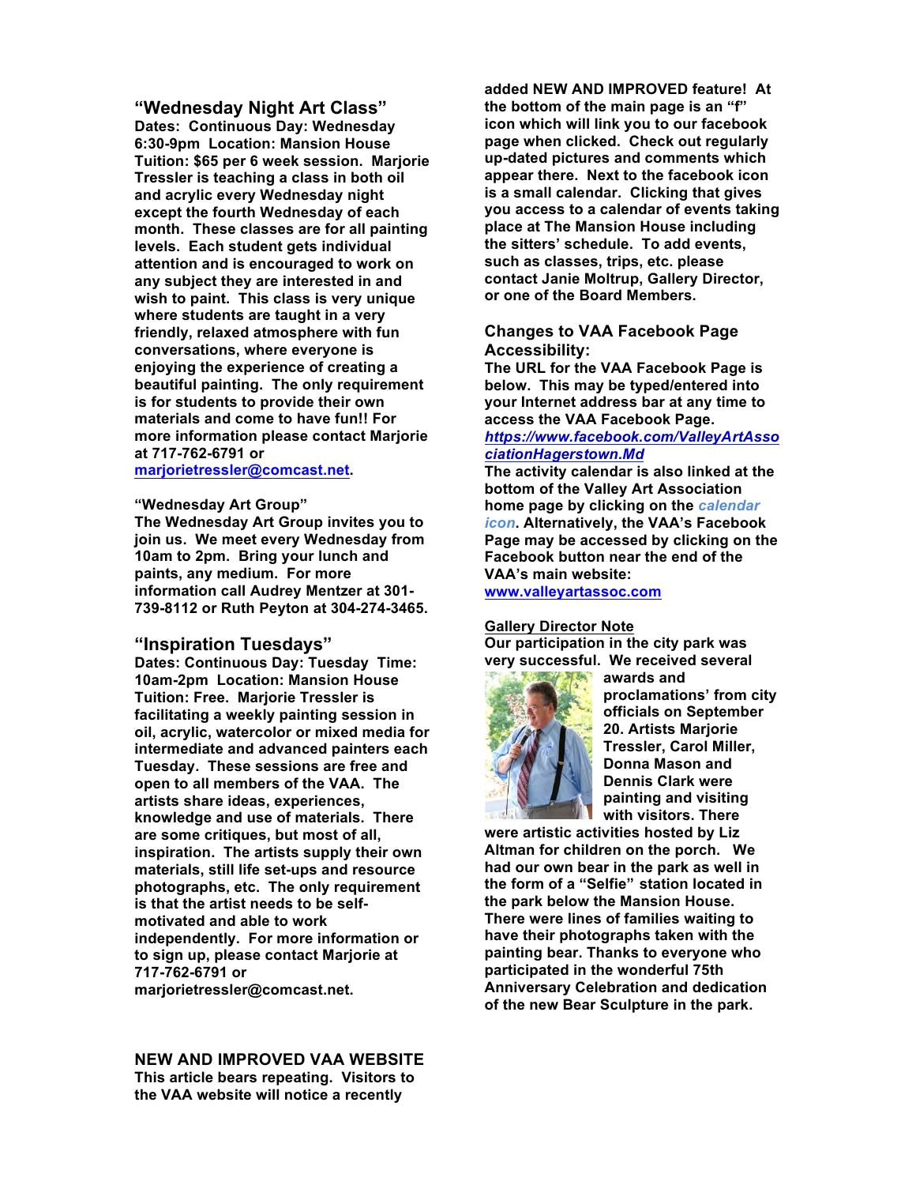## "Wednesday Night Art Class"

**Dates: Continuous Day: Wednesday 6:30-9pm Location: Mansion House Tuition: $65 per 6 week session. Marjorie Tressler is teaching a class in both oil and acrylic every Wednesday night except the fourth Wednesday of each month. These classes are for all painting levels. Each student gets individual attention and is encouraged to work on any subject they are interested in and wish to paint. This class is very unique where students are taught in a very friendly, relaxed atmosphere with fun conversations, where everyone is enjoying the experience of creating a beautiful painting. The only requirement is for students to provide their own materials and come to have fun!! For more information please contact Marjorie at 717-762-6791 or [marjorietressler@comcast.net](mailto:marjorietressler@comcast.net).**

### "Wednesday Art Group"

**The Wednesday Art Group invites you to join us. We meet every Wednesday from 10am to 2pm. Bring your lunch and paints, any medium. For more information call Audrey Mentzer at 301-739-8112 or Ruth Peyton at 304-274-3465.**

## "Inspiration Tuesdays"

**Dates: Continuous Day: Tuesday Time: 10am-2pm Location: Mansion House Tuition: Free. Marjorie Tressler is facilitating a weekly painting session in oil, acrylic, watercolor or mixed media for intermediate and advanced painters each Tuesday. These sessions are free and open to all members of the VAA. The artists share ideas, experiences, knowledge and use of materials. There are some critiques, but most of all, inspiration. The artists supply their own materials, still life set-ups and resource photographs, etc. The only requirement is that the artist needs to be self-motivated and able to work independently. For more information or to sign up, please contact Marjorie at 717-762-6791 or marjorietressler@comcast.net.**

## NEW AND IMPROVED VAA WEBSITE

**This article bears repeating. Visitors to the VAA website will notice a recently added NEW AND IMPROVED feature! At the bottom of the main page is an "f" icon which will link you to our facebook page when clicked. Check out regularly up-dated pictures and comments which appear there. Next to the facebook icon is a small calendar. Clicking that gives you access to a calendar of events taking place at The Mansion House including the sitters' schedule. To add events, such as classes, trips, etc. please contact Janie Moltrup, Gallery Director, or one of the Board Members.**

## Changes to VAA Facebook Page Accessibility:

**The URL for the VAA Facebook Page is below. This may be typed/entered into your Internet address bar at any time to access the VAA Facebook Page.**
***[https://www.facebook.com/ValleyArtAssociationHagerstown.Md](https://www.facebook.com/ValleyArtAssociationHagerstown.Md)***
**The activity calendar is also linked at the bottom of the Valley Art Association home page by clicking on the *calendar icon*. Alternatively, the VAA's Facebook Page may be accessed by clicking on the Facebook button near the end of the VAA's main website:**
**[www.valleyartassoc.com](http://www.valleyartassoc.com)**

### Gallery Director Note

**Our participation in the city park was very successful. We received several awards and proclamations' from city officials on September 20. Artists Marjorie Tressler, Carol Miller, Donna Mason and Dennis Clark were painting and visiting with visitors. There were artistic activities hosted by Liz Altman for children on the porch. We had our own bear in the park as well in the form of a "Selfie" station located in the park below the Mansion House. There were lines of families waiting to have their photographs taken with the painting bear. Thanks to everyone who participated in the wonderful 75th Anniversary Celebration and dedication of the new Bear Sculpture in the park.**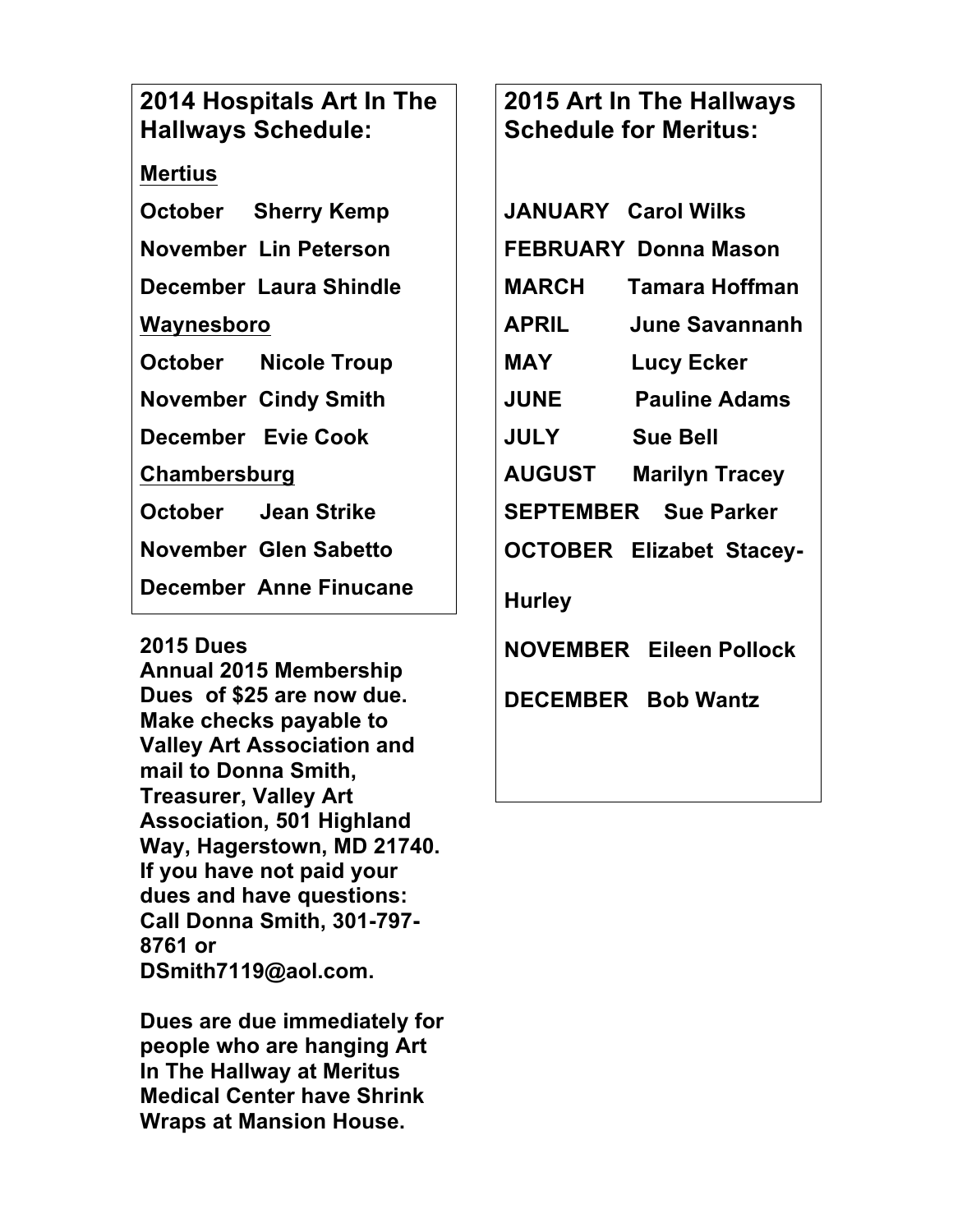## 2014 Hospitals Art In The Hallways Schedule:

**Mertius**

**October Sherry Kemp**

**November Lin Peterson**

**December Laura Shindle**

**Waynesboro**

**October Nicole Troup**

**November Cindy Smith**

**December Evie Cook**

**Chambersburg**

**October Jean Strike**

**November Glen Sabetto**

**December Anne Finucane**

**2015 Dues**

**Annual 2015 Membership Dues of $25 are now due. Make checks payable to Valley Art Association and mail to Donna Smith, Treasurer, Valley Art Association, 501 Highland Way, Hagerstown, MD 21740. If you have not paid your dues and have questions: Call Donna Smith, 301-797-8761 or DSmith7119@aol.com.**

**Dues are due immediately for people who are hanging Art In The Hallway at Meritus Medical Center have Shrink Wraps at Mansion House.**

## 2015 Art In The Hallways Schedule for Meritus:

**JANUARY Carol Wilks**

**FEBRUARY Donna Mason**

**MARCH Tamara Hoffman**

**APRIL June Savannanh**

**MAY Lucy Ecker**

**JUNE Pauline Adams**

**JULY Sue Bell**

**AUGUST Marilyn Tracey**

**SEPTEMBER Sue Parker**

**OCTOBER Elizabet Stacey-Hurley**

**NOVEMBER Eileen Pollock**

**DECEMBER Bob Wantz**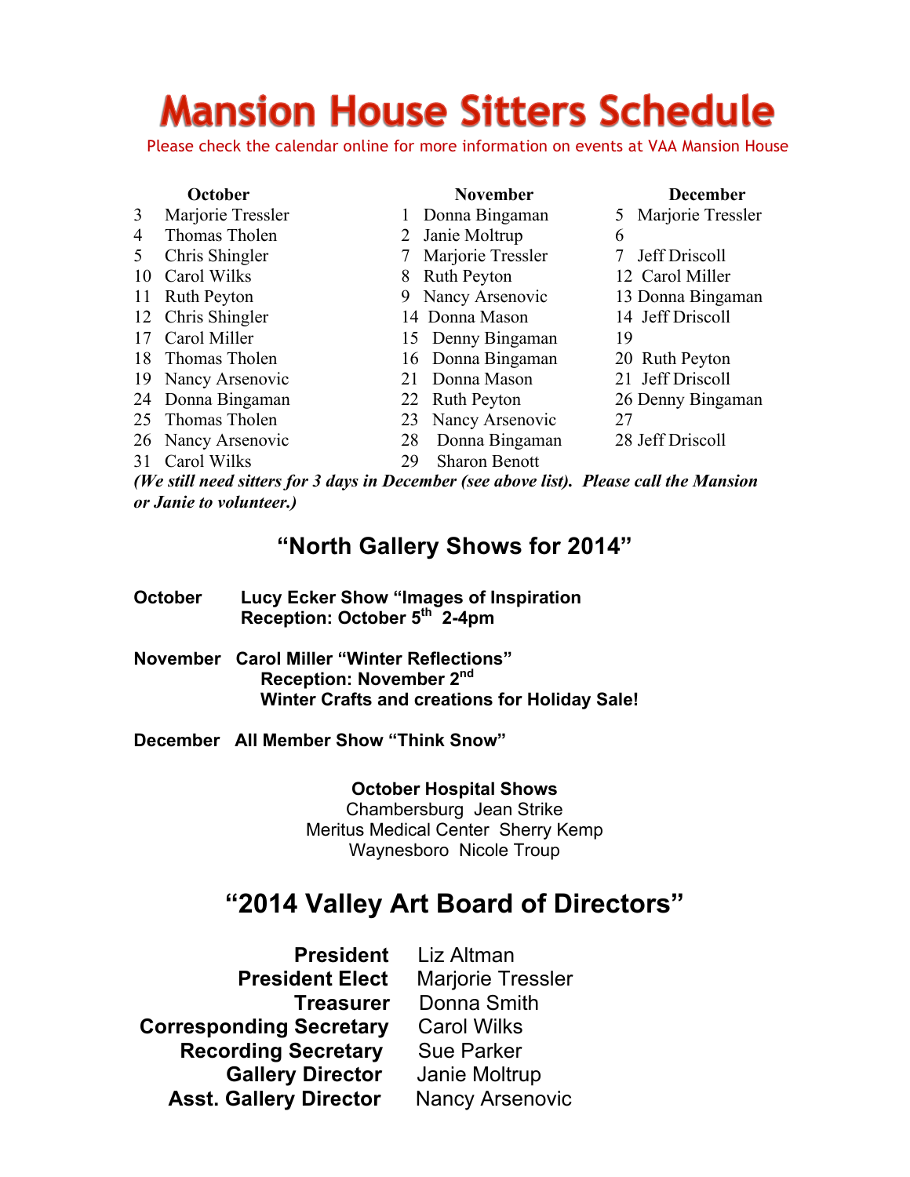# Mansion House Sitters Schedule

Please check the calendar online for more information on events at VAA Mansion House

| October | | November | | December | |
|---|---|---|---|---|---|
| 3 | Marjorie Tressler | 1 | Donna Bingaman | 5 | Marjorie Tressler |
| 4 | Thomas Tholen | 2 | Janie Moltrup | 6 | |
| 5 | Chris Shingler | 7 | Marjorie Tressler | 7 | Jeff Driscoll |
| 10 | Carol Wilks | 8 | Ruth Peyton | 12 | Carol Miller |
| 11 | Ruth Peyton | 9 | Nancy Arsenovic | 13 | Donna Bingaman |
| 12 | Chris Shingler | 14 | Donna Mason | 14 | Jeff Driscoll |
| 17 | Carol Miller | 15 | Denny Bingaman | 19 | |
| 18 | Thomas Tholen | 16 | Donna Bingaman | 20 | Ruth Peyton |
| 19 | Nancy Arsenovic | 21 | Donna Mason | 21 | Jeff Driscoll |
| 24 | Donna Bingaman | 22 | Ruth Peyton | 26 | Denny Bingaman |
| 25 | Thomas Tholen | 23 | Nancy Arsenovic | 27 | |
| 26 | Nancy Arsenovic | 28 | Donna Bingaman | 28 | Jeff Driscoll |
| 31 | Carol Wilks | 29 | Sharon Benott | | |

***(We still need sitters for 3 days in December (see above list). Please call the Mansion or Janie to volunteer.)***

## "North Gallery Shows for 2014"

**October** **Lucy Ecker Show "Images of Inspiration**
**Reception: October 5th 2-4pm**

**November** **Carol Miller "Winter Reflections"**
**Reception: November 2nd**
**Winter Crafts and creations for Holiday Sale!**

**December** **All Member Show "Think Snow"**

**October Hospital Shows**
Chambersburg Jean Strike
Meritus Medical Center Sherry Kemp
Waynesboro Nicole Troup

## "2014 Valley Art Board of Directors"

| | |
|---|---|
| **President** | Liz Altman |
| **President Elect** | Marjorie Tressler |
| **Treasurer** | Donna Smith |
| **Corresponding Secretary** | Carol Wilks |
| **Recording Secretary** | Sue Parker |
| **Gallery Director** | Janie Moltrup |
| **Asst. Gallery Director** | Nancy Arsenovic |